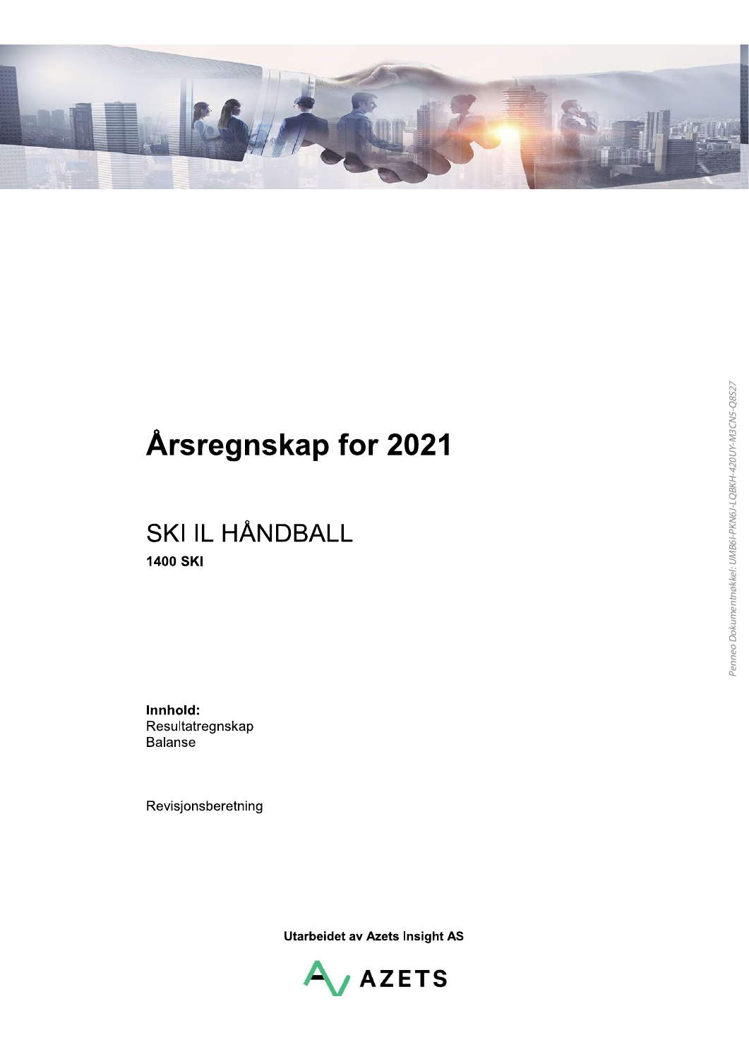# Årsregnskap for 2021

## SKI IL HÅNDBALL

**1400 SKI**

**Innhold:**
Resultatregnskap
Balanse

Revisjonsberetning

**Utarbeidet av Azets Insight AS**

AZETS

*Penneo Dokumentnøkkel: UMB6I-PKN6J-LQBKH-420UY-M3CN5-Q8527*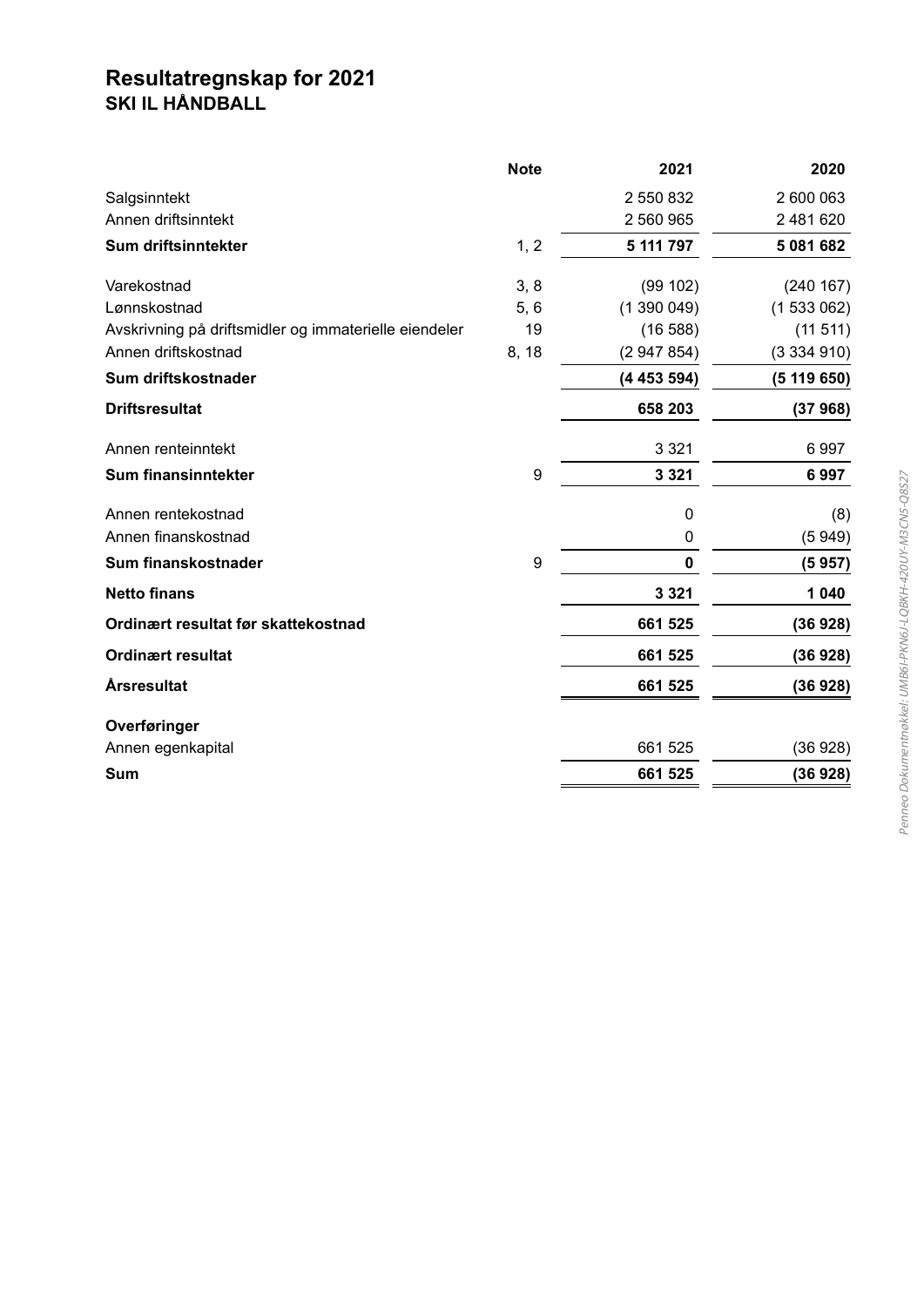# Resultatregnskap for 2021

## SKI IL HÅNDBALL

| | Note | 2021 | 2020 |
|---|---|---|---|
| Salgsinntekt | | 2 550 832 | 2 600 063 |
| Annen driftsinntekt | | 2 560 965 | 2 481 620 |
| **Sum driftsinntekter** | 1, 2 | **5 111 797** | **5 081 682** |
| Varekostnad | 3, 8 | (99 102) | (240 167) |
| Lønnskostnad | 5, 6 | (1 390 049) | (1 533 062) |
| Avskrivning på driftsmidler og immaterielle eiendeler | 19 | (16 588) | (11 511) |
| Annen driftskostnad | 8, 18 | (2 947 854) | (3 334 910) |
| **Sum driftskostnader** | | **(4 453 594)** | **(5 119 650)** |
| **Driftsresultat** | | **658 203** | **(37 968)** |
| Annen renteinntekt | | 3 321 | 6 997 |
| **Sum finansinntekter** | 9 | **3 321** | **6 997** |
| Annen rentekostnad | | 0 | (8) |
| Annen finanskostnad | | 0 | (5 949) |
| **Sum finanskostnader** | 9 | **0** | **(5 957)** |
| **Netto finans** | | **3 321** | **1 040** |
| **Ordinært resultat før skattekostnad** | | **661 525** | **(36 928)** |
| **Ordinært resultat** | | **661 525** | **(36 928)** |
| **Årsresultat** | | **661 525** | **(36 928)** |
| **Overføringer** | | | |
| Annen egenkapital | | 661 525 | (36 928) |
| **Sum** | | **661 525** | **(36 928)** |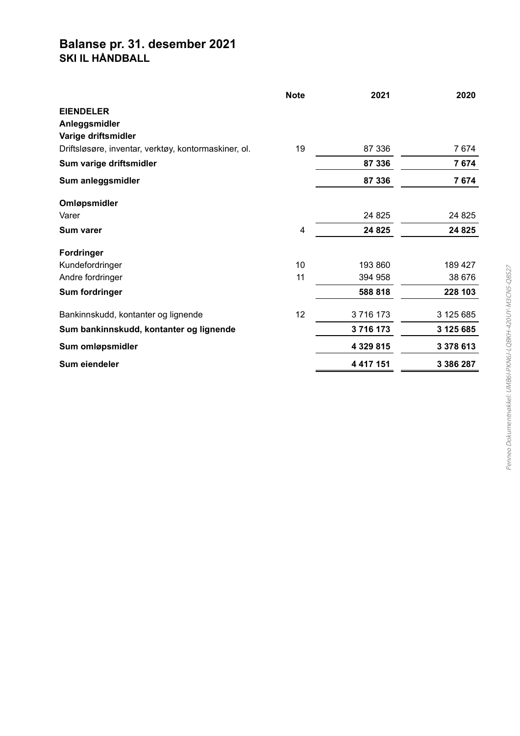# Balanse pr. 31. desember 2021
## SKI IL HÅNDBALL

| | Note | 2021 | 2020 |
|---|---|---|---|
| **EIENDELER** | | | |
| **Anleggsmidler** | | | |
| **Varige driftsmidler** | | | |
| Driftsløsøre, inventar, verktøy, kontormaskiner, ol. | 19 | 87 336 | 7 674 |
| **Sum varige driftsmidler** | | **87 336** | **7 674** |
| **Sum anleggsmidler** | | **87 336** | **7 674** |
| **Omløpsmidler** | | | |
| Varer | | 24 825 | 24 825 |
| **Sum varer** | 4 | **24 825** | **24 825** |
| **Fordringer** | | | |
| Kundefordringer | 10 | 193 860 | 189 427 |
| Andre fordringer | 11 | 394 958 | 38 676 |
| **Sum fordringer** | | **588 818** | **228 103** |
| Bankinnskudd, kontanter og lignende | 12 | 3 716 173 | 3 125 685 |
| **Sum bankinnskudd, kontanter og lignende** | | **3 716 173** | **3 125 685** |
| **Sum omløpsmidler** | | **4 329 815** | **3 378 613** |
| **Sum eiendeler** | | **4 417 151** | **3 386 287** |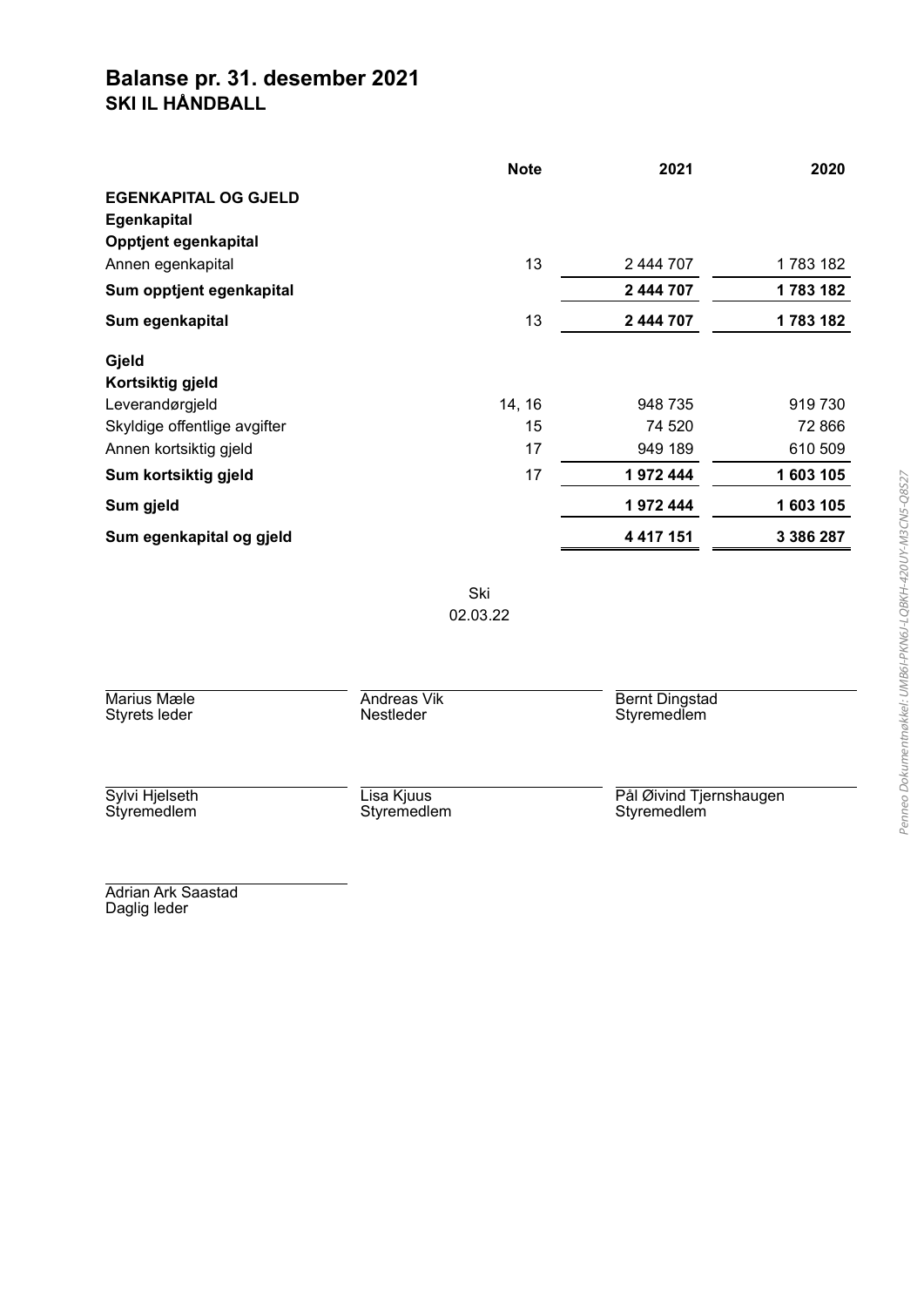# Balanse pr. 31. desember 2021
## SKI IL HÅNDBALL

| | Note | 2021 | 2020 |
|---|---|---|---|
| **EGENKAPITAL OG GJELD** | | | |
| **Egenkapital** | | | |
| **Opptjent egenkapital** | | | |
| Annen egenkapital | 13 | 2 444 707 | 1 783 182 |
| **Sum opptjent egenkapital** | | **2 444 707** | **1 783 182** |
| **Sum egenkapital** | 13 | **2 444 707** | **1 783 182** |
| **Gjeld** | | | |
| **Kortsiktig gjeld** | | | |
| Leverandørgjeld | 14, 16 | 948 735 | 919 730 |
| Skyldige offentlige avgifter | 15 | 74 520 | 72 866 |
| Annen kortsiktig gjeld | 17 | 949 189 | 610 509 |
| **Sum kortsiktig gjeld** | 17 | **1 972 444** | **1 603 105** |
| **Sum gjeld** | | **1 972 444** | **1 603 105** |
| **Sum egenkapital og gjeld** | | **4 417 151** | **3 386 287** |

Ski
02.03.22

| | | |
|---|---|---|
| Marius Mæle<br>Styrets leder | Andreas Vik<br>Nestleder | Bernt Dingstad<br>Styremedlem |
| Sylvi Hjelseth<br>Styremedlem | Lisa Kjuus<br>Styremedlem | Pål Øivind Tjernshaugen<br>Styremedlem |
| Adrian Ark Saastad<br>Daglig leder | | |

Penneo Dokumentnøkkel: UMB6I-PKN6J-LQBKH-420UY-M3CN5-Q8527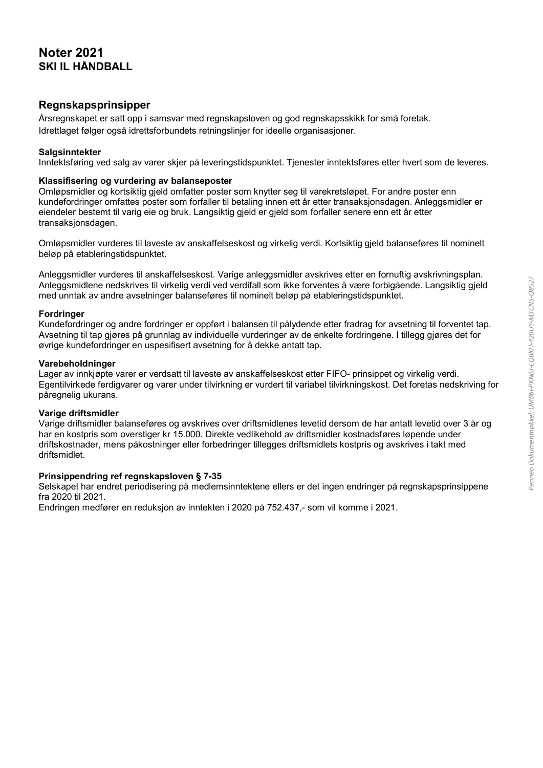# Noter 2021
## SKI IL HÅNDBALL

## Regnskapsprinsipper

Årsregnskapet er satt opp i samsvar med regnskapsloven og god regnskapsskikk for små foretak.
Idrettlaget følger også idrettsforbundets retningslinjer for ideelle organisasjoner.

**Salgsinntekter**
Inntektsføring ved salg av varer skjer på leveringstidspunktet. Tjenester inntektsføres etter hvert som de leveres.

**Klassifisering og vurdering av balanseposter**
Omløpsmidler og kortsiktig gjeld omfatter poster som knytter seg til varekretsløpet. For andre poster enn kundefordringer omfattes poster som forfaller til betaling innen ett år etter transaksjonsdagen. Anleggsmidler er eiendeler bestemt til varig eie og bruk. Langsiktig gjeld er gjeld som forfaller senere enn ett år etter transaksjonsdagen.

Omløpsmidler vurderes til laveste av anskaffelseskost og virkelig verdi. Kortsiktig gjeld balanseføres til nominelt beløp på etableringstidspunktet.

Anleggsmidler vurderes til anskaffelseskost. Varige anleggsmidler avskrives etter en fornuftig avskrivningsplan. Anleggsmidlene nedskrives til virkelig verdi ved verdifall som ikke forventes å være forbigående. Langsiktig gjeld med unntak av andre avsetninger balanseføres til nominelt beløp på etableringstidspunktet.

**Fordringer**
Kundefordringer og andre fordringer er oppført i balansen til pålydende etter fradrag for avsetning til forventet tap. Avsetning til tap gjøres på grunnlag av individuelle vurderinger av de enkelte fordringene. I tillegg gjøres det for øvrige kundefordringer en uspesifisert avsetning for å dekke antatt tap.

**Varebeholdninger**
Lager av innkjøpte varer er verdsatt til laveste av anskaffelseskost etter FIFO- prinsippet og virkelig verdi. Egentilvirkede ferdigvarer og varer under tilvirkning er vurdert til variabel tilvirkningskost. Det foretas nedskriving for påregnelig ukurans.

**Varige driftsmidler**
Varige driftsmidler balanseføres og avskrives over driftsmidlenes levetid dersom de har antatt levetid over 3 år og har en kostpris som overstiger kr 15.000. Direkte vedlikehold av driftsmidler kostnadsføres løpende under driftskostnader, mens påkostninger eller forbedringer tillegges driftsmidlets kostpris og avskrives i takt med driftsmidlet.

**Prinsippendring ref regnskapsloven § 7-35**
Selskapet har endret periodisering på medlemsinntektene ellers er det ingen endringer på regnskapsprinsippene fra 2020 til 2021.
Endringen medfører en reduksjon av inntekten i 2020 på 752.437,- som vil komme i 2021.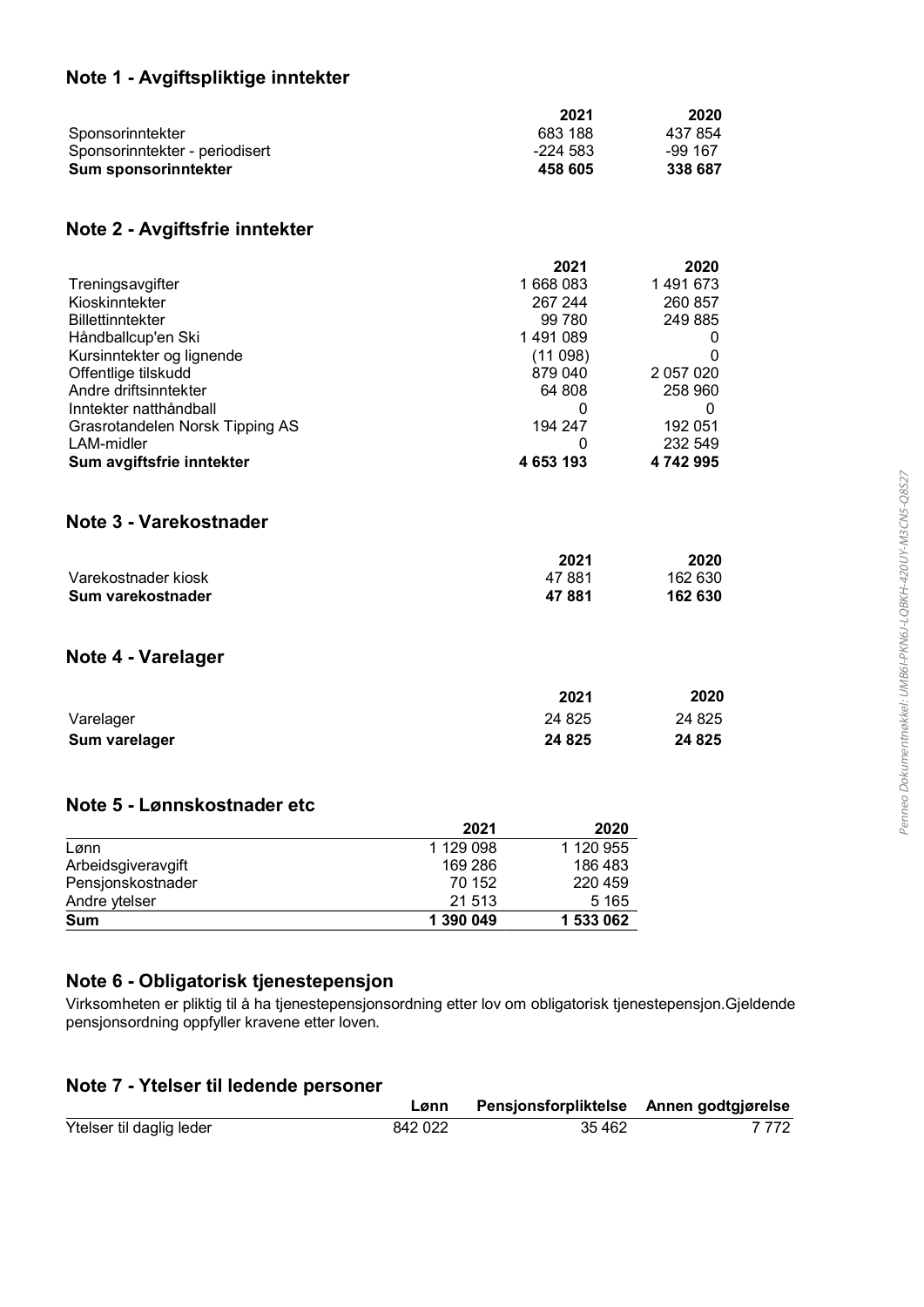## Note 1 - Avgiftspliktige inntekter

| | 2021 | 2020 |
|---|---|---|
| Sponsorinntekter | 683 188 | 437 854 |
| Sponsorinntekter - periodisert | -224 583 | -99 167 |
| **Sum sponsorinntekter** | **458 605** | **338 687** |

## Note 2 - Avgiftsfrie inntekter

| | 2021 | 2020 |
|---|---|---|
| Treningsavgifter | 1 668 083 | 1 491 673 |
| Kioskinntekter | 267 244 | 260 857 |
| Billettinntekter | 99 780 | 249 885 |
| Håndballcup'en Ski | 1 491 089 | 0 |
| Kursinntekter og lignende | (11 098) | 0 |
| Offentlige tilskudd | 879 040 | 2 057 020 |
| Andre driftsinntekter | 64 808 | 258 960 |
| Inntekter natthåndball | 0 | 0 |
| Grasrotandelen Norsk Tipping AS | 194 247 | 192 051 |
| LAM-midler | 0 | 232 549 |
| **Sum avgiftsfrie inntekter** | **4 653 193** | **4 742 995** |

## Note 3 - Varekostnader

| | 2021 | 2020 |
|---|---|---|
| Varekostnader kiosk | 47 881 | 162 630 |
| **Sum varekostnader** | **47 881** | **162 630** |

## Note 4 - Varelager

| | 2021 | 2020 |
|---|---|---|
| Varelager | 24 825 | 24 825 |
| **Sum varelager** | **24 825** | **24 825** |

## Note 5 - Lønnskostnader etc

| | 2021 | 2020 |
|---|---|---|
| Lønn | 1 129 098 | 1 120 955 |
| Arbeidsgiveravgift | 169 286 | 186 483 |
| Pensjonskostnader | 70 152 | 220 459 |
| Andre ytelser | 21 513 | 5 165 |
| **Sum** | **1 390 049** | **1 533 062** |

## Note 6 - Obligatorisk tjenestepensjon

Virksomheten er pliktig til å ha tjenestepensjonsordning etter lov om obligatorisk tjenestepensjon.Gjeldende pensjonsordning oppfyller kravene etter loven.

## Note 7 - Ytelser til ledende personer

| | Lønn | Pensjonsforpliktelse | Annen godtgjørelse |
|---|---|---|---|
| Ytelser til daglig leder | 842 022 | 35 462 | 7 772 |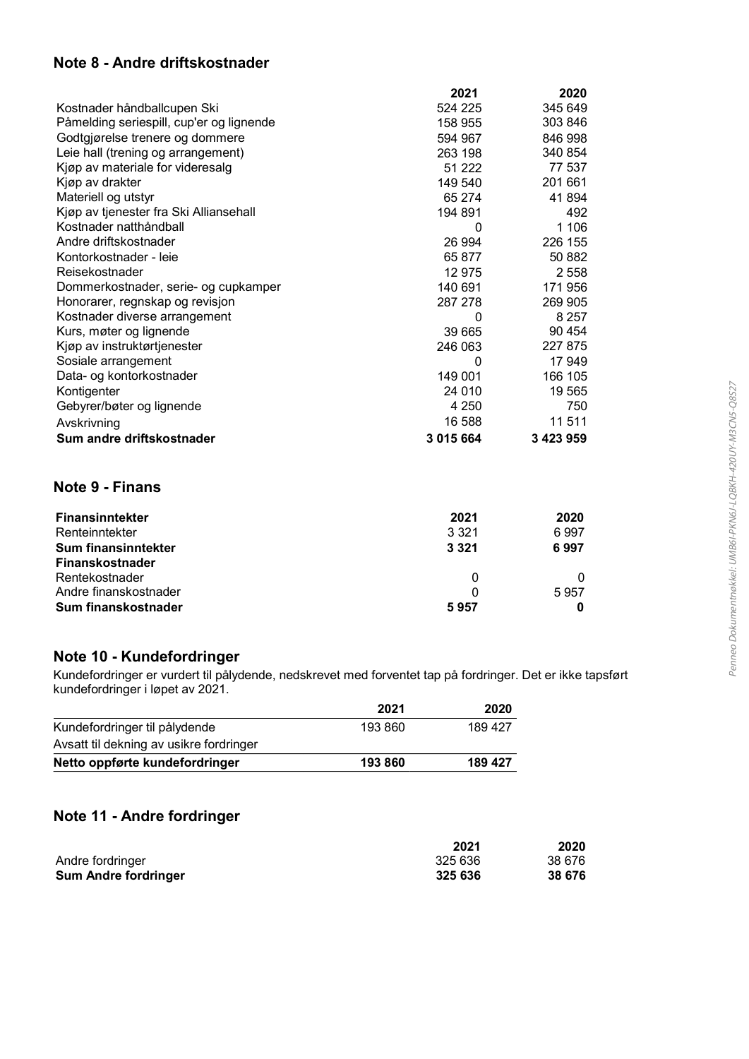## Note 8 - Andre driftskostnader

| | 2021 | 2020 |
|---|---|---|
| Kostnader håndballcupen Ski | 524 225 | 345 649 |
| Påmelding seriespill, cup'er og lignende | 158 955 | 303 846 |
| Godtgjørelse trenere og dommere | 594 967 | 846 998 |
| Leie hall (trening og arrangement) | 263 198 | 340 854 |
| Kjøp av materiale for videresalg | 51 222 | 77 537 |
| Kjøp av drakter | 149 540 | 201 661 |
| Materiell og utstyr | 65 274 | 41 894 |
| Kjøp av tjenester fra Ski Allianseh​all | 194 891 | 492 |
| Kostnader natthåndball | 0 | 1 106 |
| Andre driftskostnader | 26 994 | 226 155 |
| Kontorkostnader - leie | 65 877 | 50 882 |
| Reisekostnader | 12 975 | 2 558 |
| Dommerkostnader, serie- og cupkamper | 140 691 | 171 956 |
| Honorarer, regnskap og revisjon | 287 278 | 269 905 |
| Kostnader diverse arrangement | 0 | 8 257 |
| Kurs, møter og lignende | 39 665 | 90 454 |
| Kjøp av instruktørtjenester | 246 063 | 227 875 |
| Sosiale arrangement | 0 | 17 949 |
| Data- og kontorkostnader | 149 001 | 166 105 |
| Kontigenter | 24 010 | 19 565 |
| Gebyrer/bøter og lignende | 4 250 | 750 |
| Avskrivning | 16 588 | 11 511 |
| **Sum andre driftskostnader** | **3 015 664** | **3 423 959** |

## Note 9 - Finans

| **Finansinntekter** | **2021** | **2020** |
|---|---|---|
| Renteinntekter | 3 321 | 6 997 |
| **Sum finansinntekter** | **3 321** | **6 997** |
| **Finanskostnader** | | |
| Rentekostnader | 0 | 0 |
| Andre finanskostnader | 0 | 5 957 |
| **Sum finanskostnader** | **5 957** | **0** |

## Note 10 - Kundefordringer

Kundefordringer er vurdert til pålydende, nedskrevet med forventet tap på fordringer. Det er ikke tapsført kundefordringer i løpet av 2021.

| | 2021 | 2020 |
|---|---|---|
| Kundefordringer til pålydende | 193 860 | 189 427 |
| Avsatt til dekning av usikre fordringer | | |
| **Netto oppførte kundefordringer** | **193 860** | **189 427** |

## Note 11 - Andre fordringer

| | 2021 | 2020 |
|---|---|---|
| Andre fordringer | 325 636 | 38 676 |
| **Sum Andre fordringer** | **325 636** | **38 676** |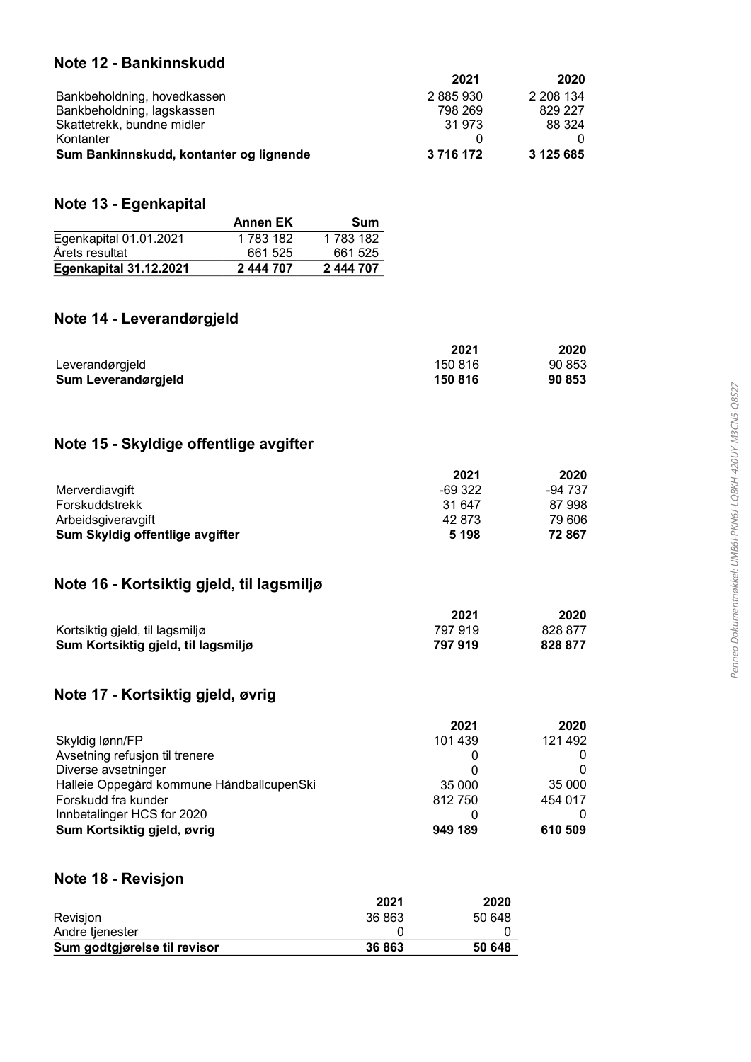## Note 12 - Bankinnskudd

| | 2021 | 2020 |
|---|---|---|
| Bankbeholdning, hovedkassen | 2 885 930 | 2 208 134 |
| Bankbeholdning, lagskassen | 798 269 | 829 227 |
| Skattetrekk, bundne midler | 31 973 | 88 324 |
| Kontanter | 0 | 0 |
| **Sum Bankinnskudd, kontanter og lignende** | **3 716 172** | **3 125 685** |

## Note 13 - Egenkapital

| | Annen EK | Sum |
|---|---|---|
| Egenkapital 01.01.2021 | 1 783 182 | 1 783 182 |
| Årets resultat | 661 525 | 661 525 |
| **Egenkapital 31.12.2021** | **2 444 707** | **2 444 707** |

## Note 14 - Leverandørgjeld

| | 2021 | 2020 |
|---|---|---|
| Leverandørgjeld | 150 816 | 90 853 |
| **Sum Leverandørgjeld** | **150 816** | **90 853** |

## Note 15 - Skyldige offentlige avgifter

| | 2021 | 2020 |
|---|---|---|
| Merverdiavgift | -69 322 | -94 737 |
| Forskuddstrekk | 31 647 | 87 998 |
| Arbeidsgiveravgift | 42 873 | 79 606 |
| **Sum Skyldig offentlige avgifter** | **5 198** | **72 867** |

## Note 16 - Kortsiktig gjeld, til lagsmiljø

| | 2021 | 2020 |
|---|---|---|
| Kortsiktig gjeld, til lagsmiljø | 797 919 | 828 877 |
| **Sum Kortsiktig gjeld, til lagsmiljø** | **797 919** | **828 877** |

## Note 17 - Kortsiktig gjeld, øvrig

| | 2021 | 2020 |
|---|---|---|
| Skyldig lønn/FP | 101 439 | 121 492 |
| Avsetning refusjon til trenere | 0 | 0 |
| Diverse avsetninger | 0 | 0 |
| Halleie Oppegård kommune HåndballcupenSki | 35 000 | 35 000 |
| Forskudd fra kunder | 812 750 | 454 017 |
| Innbetalinger HCS for 2020 | 0 | 0 |
| **Sum Kortsiktig gjeld, øvrig** | **949 189** | **610 509** |

## Note 18 - Revisjon

| | 2021 | 2020 |
|---|---|---|
| Revisjon | 36 863 | 50 648 |
| Andre tjenester | 0 | 0 |
| **Sum godtgjørelse til revisor** | **36 863** | **50 648** |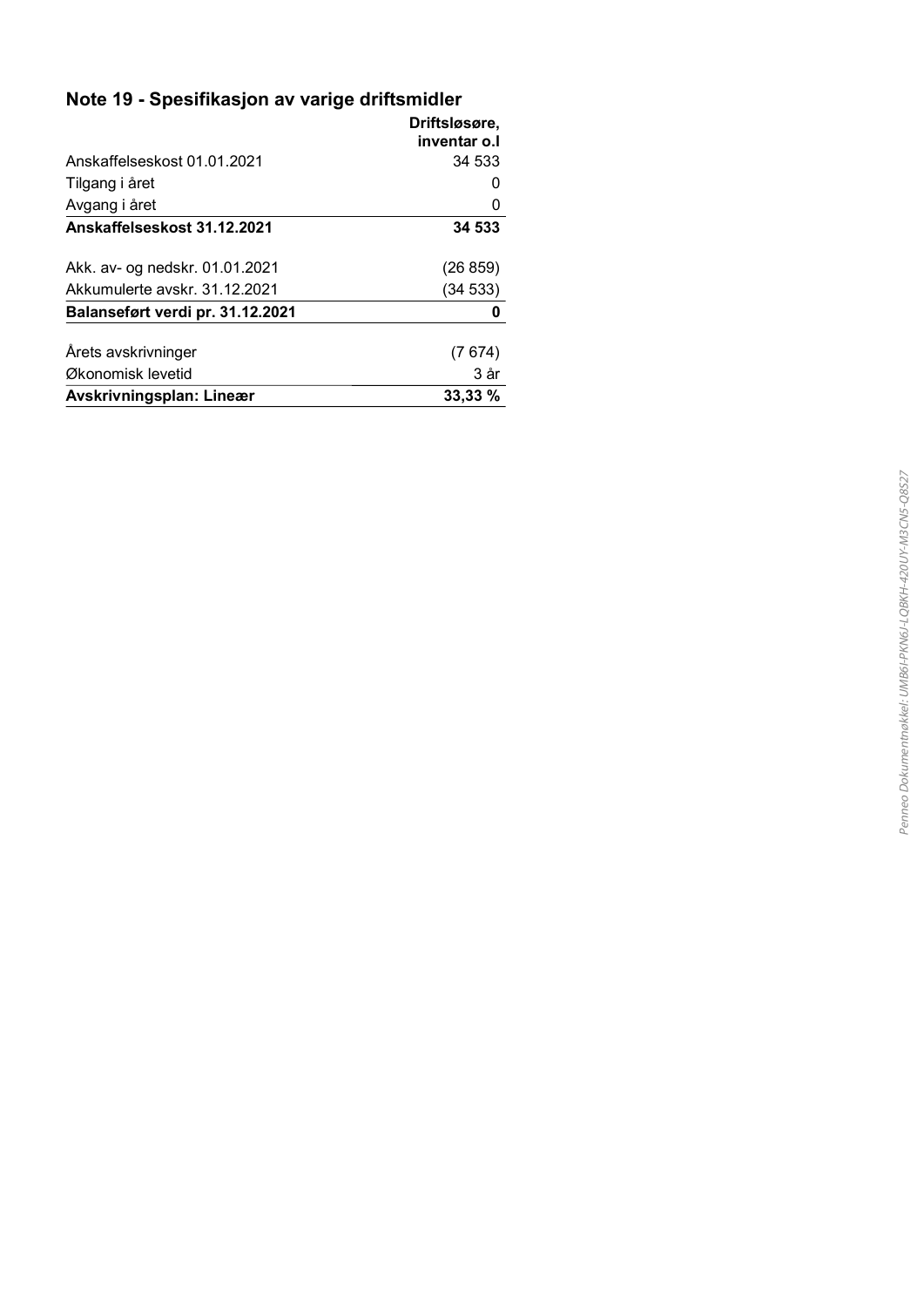## Note 19 - Spesifikasjon av varige driftsmidler

| | Driftsløsøre, inventar o.l |
|---|---|
| Anskaffelseskost 01.01.2021 | 34 533 |
| Tilgang i året | 0 |
| Avgang i året | 0 |
| **Anskaffelseskost 31.12.2021** | **34 533** |
| | |
| Akk. av- og nedskr. 01.01.2021 | (26 859) |
| Akkumulerte avskr. 31.12.2021 | (34 533) |
| **Balanseført verdi pr. 31.12.2021** | **0** |
| | |
| Årets avskrivninger | (7 674) |
| Økonomisk levetid | 3 år |
| **Avskrivningsplan: Lineær** | **33,33 %** |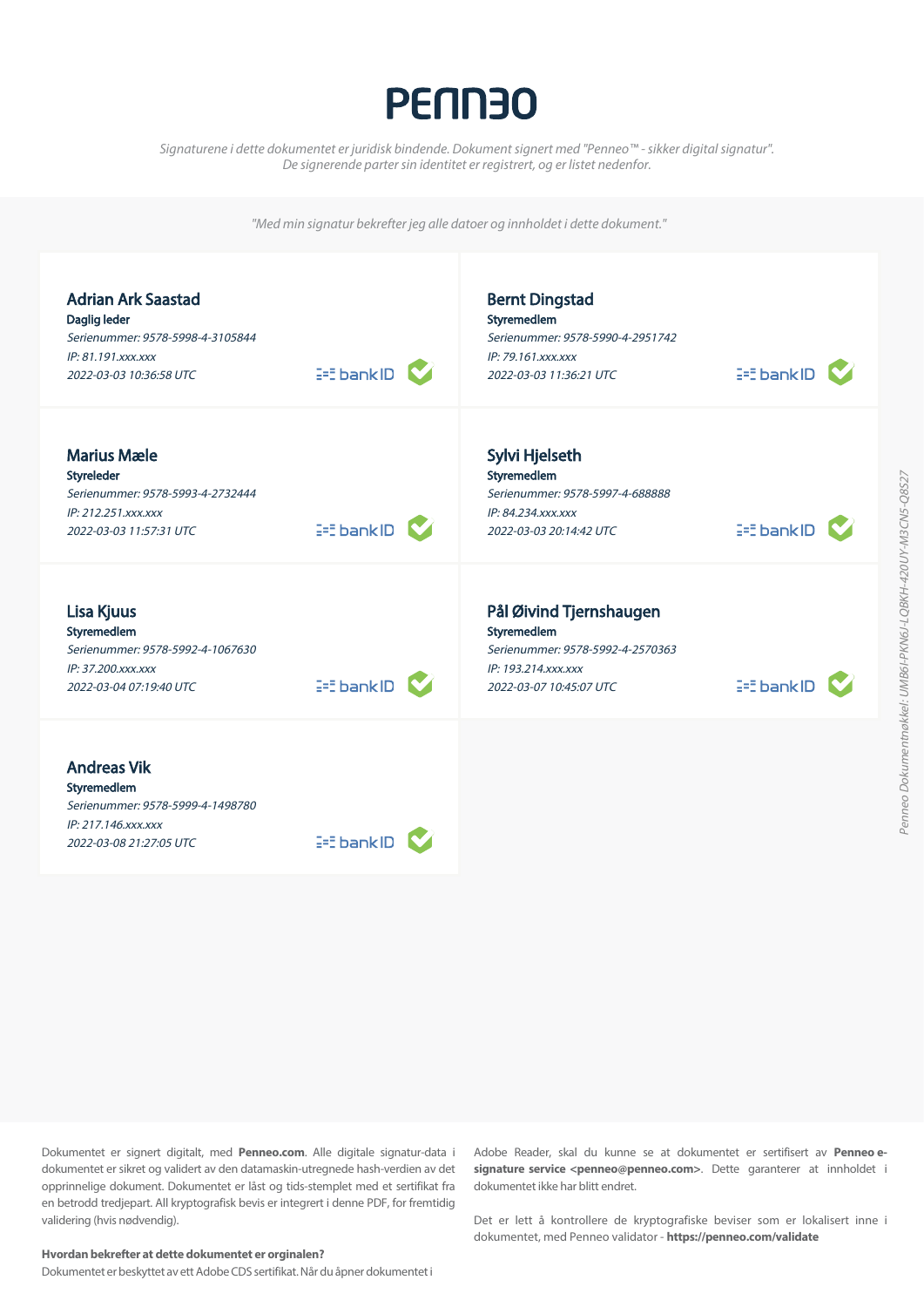# PENN30

*Signaturene i dette dokumentet er juridisk bindende. Dokument signert med "Penneo™ - sikker digital signatur". De signerende parter sin identitet er registrert, og er listet nedenfor.*

*"Med min signatur bekrefter jeg alle datoer og innholdet i dette dokument."*

**Adrian Ark Saastad**
**Daglig leder**
*Serienummer: 9578-5998-4-3105844*
*IP: 81.191.xxx.xxx*
*2022-03-03 10:36:58 UTC*
bankID

**Bernt Dingstad**
**Styremedlem**
*Serienummer: 9578-5990-4-2951742*
*IP: 79.161.xxx.xxx*
*2022-03-03 11:36:21 UTC*
bankID

**Marius Mæle**
**Styreleder**
*Serienummer: 9578-5993-4-2732444*
*IP: 212.251.xxx.xxx*
*2022-03-03 11:57:31 UTC*
bankID

**Sylvi Hjelseth**
**Styremedlem**
*Serienummer: 9578-5997-4-688888*
*IP: 84.234.xxx.xxx*
*2022-03-03 20:14:42 UTC*
bankID

**Lisa Kjuus**
**Styremedlem**
*Serienummer: 9578-5992-4-1067630*
*IP: 37.200.xxx.xxx*
*2022-03-04 07:19:40 UTC*
bankID

**Pål Øivind Tjernshaugen**
**Styremedlem**
*Serienummer: 9578-5992-4-2570363*
*IP: 193.214.xxx.xxx*
*2022-03-07 10:45:07 UTC*
bankID

**Andreas Vik**
**Styremedlem**
*Serienummer: 9578-5999-4-1498780*
*IP: 217.146.xxx.xxx*
*2022-03-08 21:27:05 UTC*
bankID

*Penneo Dokumentnøkkel: UMB6I-PKN6J-LQBKH-420UY-M3CN5-Q8527*

Dokumentet er signert digitalt, med **Penneo.com**. Alle digitale signatur-data i dokumentet er sikret og validert av den datamaskin-utregnede hash-verdien av det opprinnelige dokument. Dokumentet er låst og tids-stemplet med et sertifikat fra en betrodd tredjepart. All kryptografisk bevis er integrert i denne PDF, for fremtidig validering (hvis nødvendig).

**Hvordan bekrefter at dette dokumentet er orginalen?**
Dokumentet er beskyttet av ett Adobe CDS sertifikat. Når du åpner dokumentet i Adobe Reader, skal du kunne se at dokumentet er sertifisert av **Penneo e-signature service <penneo@penneo.com>**. Dette garanterer at innholdet i dokumentet ikke har blitt endret.

Det er lett å kontrollere de kryptografiske beviser som er lokalisert inne i dokumentet, med Penneo validator - **https://penneo.com/validate**